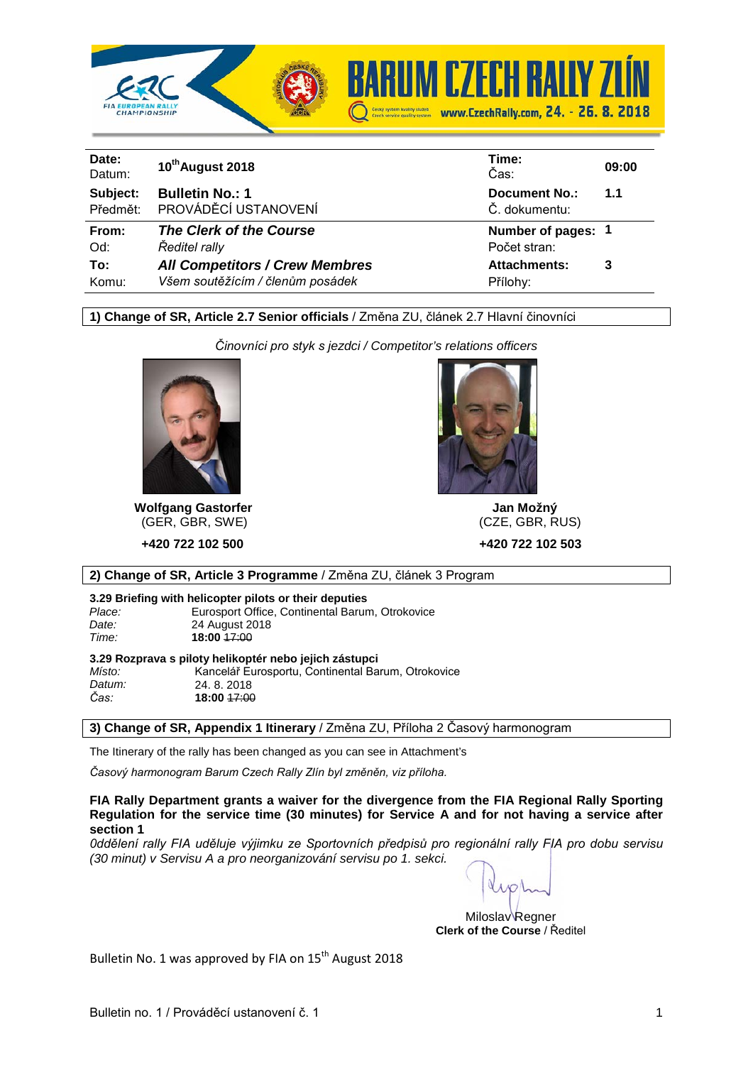BARUM CZECH RALLY ZLÍN

www.CzechRally.com, 24. - 26. 8. 2018

| | | | |
|---|---|---|---|
| **Date:** Datum: | **10th August 2018** | **Time:** Čas: | **09:00** |
| **Subject:** Předmět: | **Bulletin No.: 1** PROVÁDĚCÍ USTANOVENÍ | **Document No.:** Č. dokumentu: | **1.1** |
| **From:** Od: | ***The Clerk of the Course*** *Ředitel rally* | **Number of pages:** Počet stran: | **1** |
| **To:** Komu: | ***All Competitors / Crew Membres*** *Všem soutěžícím / členům posádek* | **Attachments:** Přílohy: | **3** |

## 1) Change of SR, Article 2.7 Senior officials / Změna ZU, článek 2.7 Hlavní činovníci

*Činovníci pro styk s jezdci / Competitor's relations officers*

**Wolfgang Gastorfer**
(GER, GBR, SWE)
**+420 722 102 500**

**Jan Možný**
(CZE, GBR, RUS)
**+420 722 102 503**

## 2) Change of SR, Article 3 Programme / Změna ZU, článek 3 Program

**3.29 Briefing with helicopter pilots or their deputies**

| | |
|---|---|
| *Place:* | Eurosport Office, Continental Barum, Otrokovice |
| *Date:* | 24 August 2018 |
| *Time:* | **18:00** ~~17:00~~ |

**3.29 Rozprava s piloty helikoptér nebo jejich zástupci**

| | |
|---|---|
| *Místo:* | Kancelář Eurosportu, Continental Barum, Otrokovice |
| *Datum:* | 24. 8. 2018 |
| *Čas:* | **18:00** ~~17:00~~ |

## 3) Change of SR, Appendix 1 Itinerary / Změna ZU, Příloha 2 Časový harmonogram

The Itinerary of the rally has been changed as you can see in Attachment's

*Časový harmonogram Barum Czech Rally Zlín byl změněn, viz příloha.*

**FIA Rally Department grants a waiver for the divergence from the FIA Regional Rally Sporting Regulation for the service time (30 minutes) for Service A and for not having a service after section 1**

*0ddělení rally FIA uděluje výjimku ze Sportovních předpisů pro regionální rally FIA pro dobu servisu (30 minut) v Servisu A a pro neorganizování servisu po 1. sekci.*

Miloslav Regner
**Clerk of the Course** / Ředitel

Bulletin No. 1 was approved by FIA on 15th August 2018

Bulletin no. 1 / Prováděcí ustanovení č. 1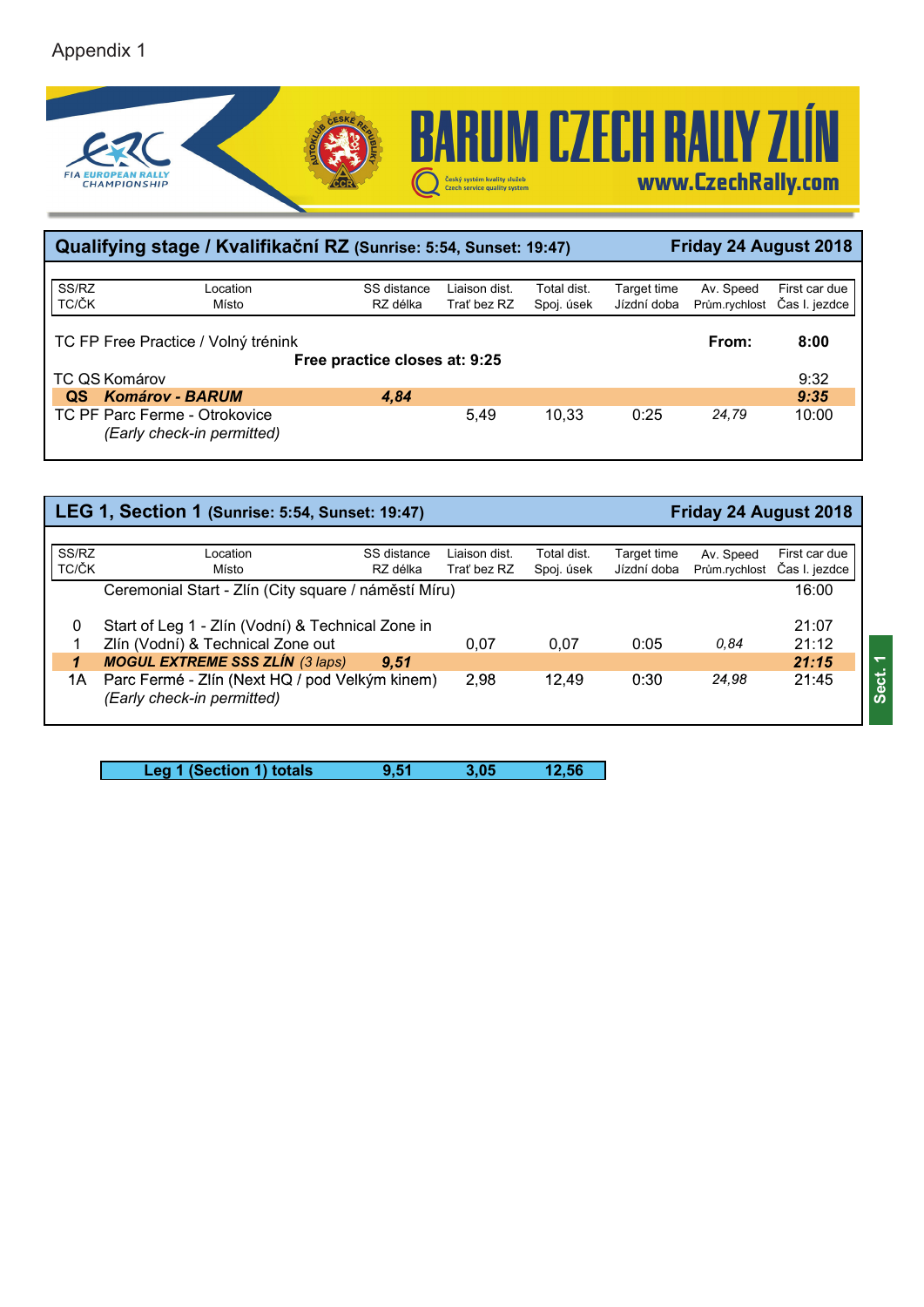Appendix 1

BARUM CZECH RALLY ZLÍN

www.CzechRally.com

## Qualifying stage / Kvalifikační RZ (Sunrise: 5:54, Sunset: 19:47) — Friday 24 August 2018

| SS/RZ TC/ČK | Location Místo | SS distance RZ délka | Liaison dist. Trať bez RZ | Total dist. Spoj. úsek | Target time Jízdní doba | Av. Speed Prům.rychlost | First car due Čas I. jezdce |
|---|---|---|---|---|---|---|---|
| TC FP | Free Practice / Volný trénink | | | | | From: | 8:00 |
| | **Free practice closes at: 9:25** | | | | | | |
| TC QS | Komárov | | | | | | 9:32 |
| **QS** | ***Komárov - BARUM*** | ***4,84*** | | | | | ***9:35*** |
| TC PF | Parc Ferme - Otrokovice *(Early check-in permitted)* | | 5,49 | 10,33 | 0:25 | *24,79* | 10:00 |

## LEG 1, Section 1 (Sunrise: 5:54, Sunset: 19:47) — Friday 24 August 2018

| SS/RZ TC/ČK | Location Místo | SS distance RZ délka | Liaison dist. Trať bez RZ | Total dist. Spoj. úsek | Target time Jízdní doba | Av. Speed Prům.rychlost | First car due Čas I. jezdce |
|---|---|---|---|---|---|---|---|
| | Ceremonial Start - Zlín (City square / náměstí Míru) | | | | | | 16:00 |
| 0 | Start of Leg 1 - Zlín (Vodní) & Technical Zone in | | | | | | 21:07 |
| 1 | Zlín (Vodní) & Technical Zone out | | 0,07 | 0,07 | 0:05 | *0,84* | 21:12 |
| ***1*** | ***MOGUL EXTREME SSS ZLÍN*** *(3 laps)* | ***9,51*** | | | | | ***21:15*** |
| 1A | Parc Fermé - Zlín (Next HQ / pod Velkým kinem) *(Early check-in permitted)* | | 2,98 | 12,49 | 0:30 | *24,98* | 21:45 |

Sect. 1

| **Leg 1 (Section 1) totals** | **9,51** | **3,05** | **12,56** |
|---|---|---|---|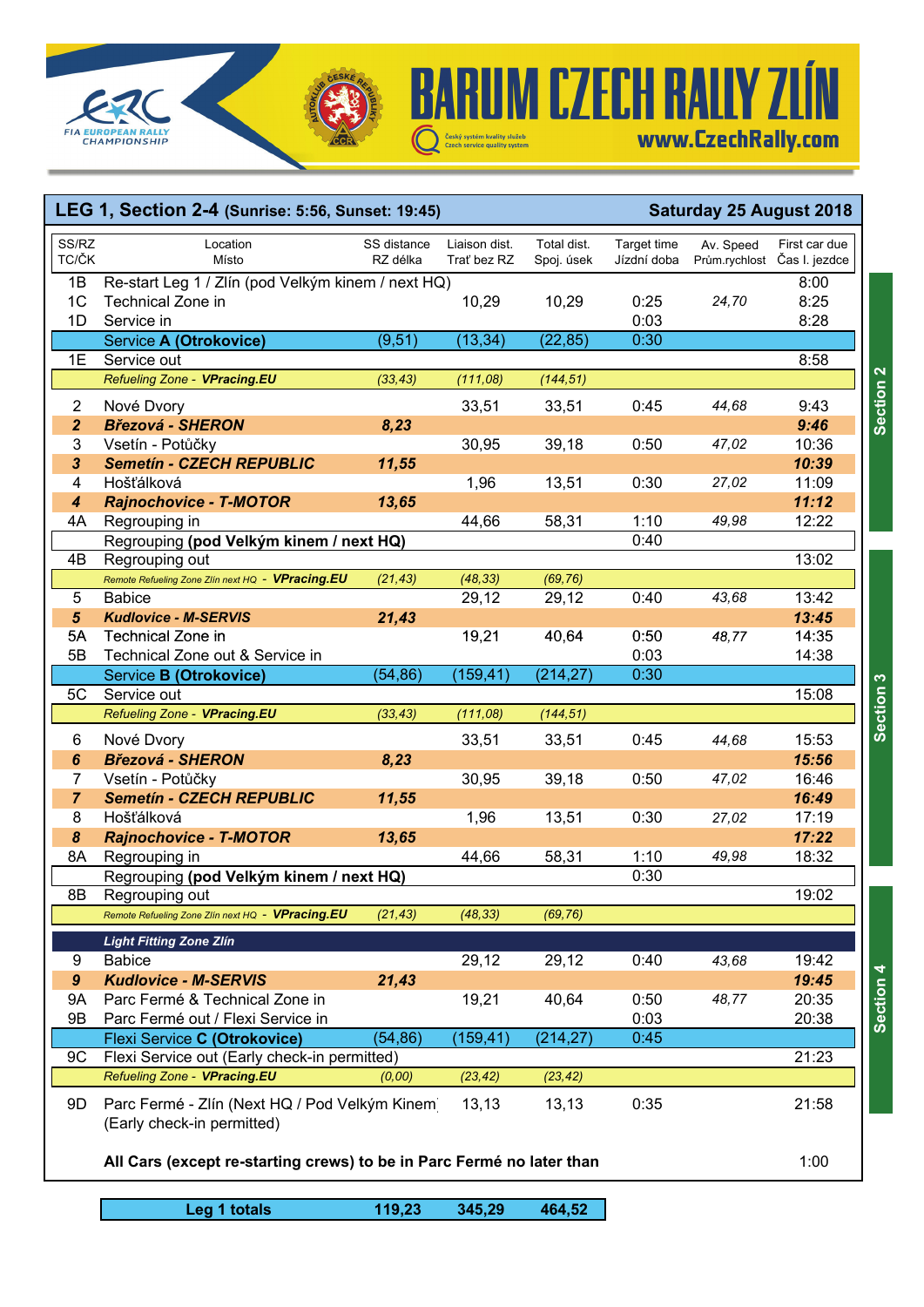# BARUM CZECH RALLY ZLÍN

www.CzechRally.com

## LEG 1, Section 2-4 (Sunrise: 5:56, Sunset: 19:45) — Saturday 25 August 2018

| SS/RZ TC/ČK | Location Místo | SS distance RZ délka | Liaison dist. Trať bez RZ | Total dist. Spoj. úsek | Target time Jízdní doba | Av. Speed Prům.rychlost | First car due Čas I. jezdce |
|---|---|---|---|---|---|---|---|
| 1B | Re-start Leg 1 / Zlín (pod Velkým kinem / next HQ) | | | | | | 8:00 |
| 1C | Technical Zone in | | 10,29 | 10,29 | 0:25 | *24,70* | 8:25 |
| 1D | Service in | | | | 0:03 | | 8:28 |
| | **Service A (Otrokovice)** | (9,51) | (13,34) | (22,85) | 0:30 | | |
| 1E | Service out | | | | | | 8:58 |
| | *Refueling Zone - **VPracing.EU*** | *(33,43)* | *(111,08)* | *(144,51)* | | | |
| 2 | Nové Dvory | | 33,51 | 33,51 | 0:45 | *44,68* | 9:43 |
| ***2*** | ***Březová - SHERON*** | ***8,23*** | | | | | ***9:46*** |
| 3 | Vsetín - Potůčky | | 30,95 | 39,18 | 0:50 | *47,02* | 10:36 |
| ***3*** | ***Semetín - CZECH REPUBLIC*** | ***11,55*** | | | | | ***10:39*** |
| 4 | Hošťálková | | 1,96 | 13,51 | 0:30 | *27,02* | 11:09 |
| ***4*** | ***Rajnochovice - T-MOTOR*** | ***13,65*** | | | | | ***11:12*** |
| 4A | Regrouping in | | 44,66 | 58,31 | 1:10 | *49,98* | 12:22 |
| | Regrouping **(pod Velkým kinem / next HQ)** | | | | 0:40 | | |
| 4B | Regrouping out | | | | | | 13:02 |
| | *Remote Refueling Zone Zlín next HQ - **VPracing.EU*** | *(21,43)* | *(48,33)* | *(69,76)* | | | |
| 5 | Babice | | 29,12 | 29,12 | 0:40 | *43,68* | 13:42 |
| ***5*** | ***Kudlovice - M-SERVIS*** | ***21,43*** | | | | | ***13:45*** |
| 5A | Technical Zone in | | 19,21 | 40,64 | 0:50 | *48,77* | 14:35 |
| 5B | Technical Zone out & Service in | | | | 0:03 | | 14:38 |
| | **Service B (Otrokovice)** | (54,86) | (159,41) | (214,27) | 0:30 | | |
| 5C | Service out | | | | | | 15:08 |
| | *Refueling Zone - **VPracing.EU*** | *(33,43)* | *(111,08)* | *(144,51)* | | | |
| 6 | Nové Dvory | | 33,51 | 33,51 | 0:45 | *44,68* | 15:53 |
| ***6*** | ***Březová - SHERON*** | ***8,23*** | | | | | ***15:56*** |
| 7 | Vsetín - Potůčky | | 30,95 | 39,18 | 0:50 | *47,02* | 16:46 |
| ***7*** | ***Semetín - CZECH REPUBLIC*** | ***11,55*** | | | | | ***16:49*** |
| 8 | Hošťálková | | 1,96 | 13,51 | 0:30 | *27,02* | 17:19 |
| ***8*** | ***Rajnochovice - T-MOTOR*** | ***13,65*** | | | | | ***17:22*** |
| 8A | Regrouping in | | 44,66 | 58,31 | 1:10 | *49,98* | 18:32 |
| | Regrouping **(pod Velkým kinem / next HQ)** | | | | 0:30 | | |
| 8B | Regrouping out | | | | | | 19:02 |
| | *Remote Refueling Zone Zlín next HQ - **VPracing.EU*** | *(21,43)* | *(48,33)* | *(69,76)* | | | |
| | ***Light Fitting Zone Zlín*** | | | | | | |
| 9 | Babice | | 29,12 | 29,12 | 0:40 | *43,68* | 19:42 |
| ***9*** | ***Kudlovice - M-SERVIS*** | ***21,43*** | | | | | ***19:45*** |
| 9A | Parc Fermé & Technical Zone in | | 19,21 | 40,64 | 0:50 | *48,77* | 20:35 |
| 9B | Parc Fermé out / Flexi Service in | | | | 0:03 | | 20:38 |
| | **Flexi Service C (Otrokovice)** | (54,86) | (159,41) | (214,27) | 0:45 | | |
| 9C | Flexi Service out (Early check-in permitted) | | | | | | 21:23 |
| | *Refueling Zone - **VPracing.EU*** | *(0,00)* | *(23,42)* | *(23,42)* | | | |
| 9D | Parc Fermé - Zlín (Next HQ / Pod Velkým Kinem) (Early check-in permitted) | | 13,13 | 13,13 | 0:35 | | 21:58 |
| | **All Cars (except re-starting crews) to be in Parc Fermé no later than** | | | | | | 1:00 |

Section 2 · Section 3 · Section 4

| **Leg 1 totals** | **119,23** | **345,29** | **464,52** |
|---|---|---|---|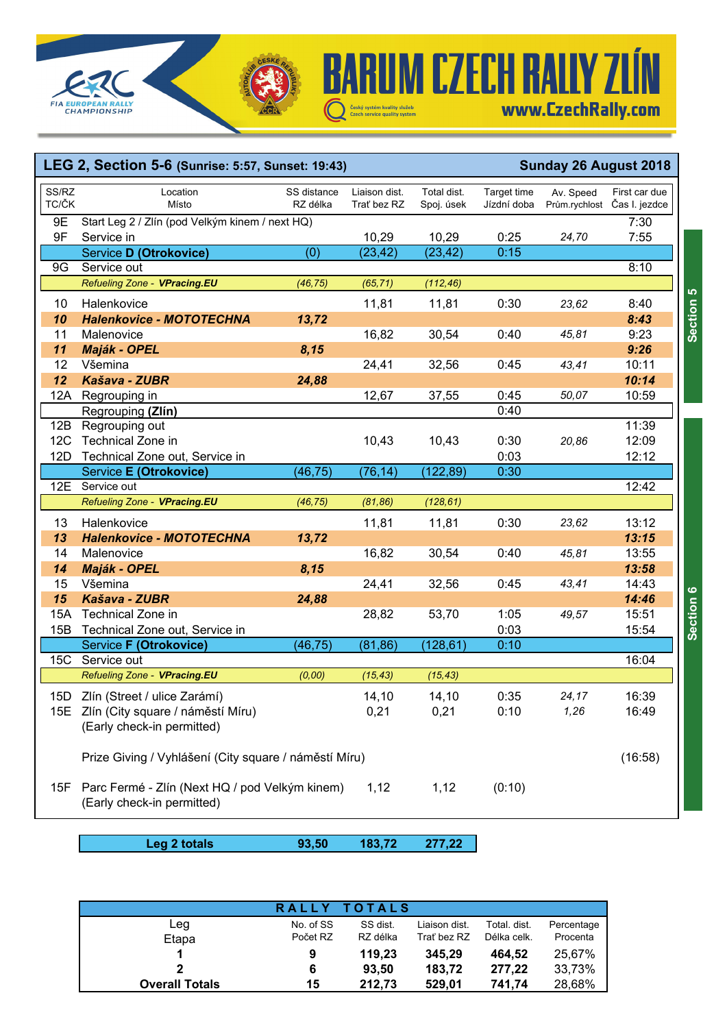# BARUM CZECH RALLY ZLÍN

www.CzechRally.com

## LEG 2, Section 5-6 (Sunrise: 5:57, Sunset: 19:43) — Sunday 26 August 2018

| SS/RZ TC/ČK | Location Místo | SS distance RZ délka | Liaison dist. Trať bez RZ | Total dist. Spoj. úsek | Target time Jízdní doba | Av. Speed Prům.rychlost | First car due Čas I. jezdce |
|---|---|---|---|---|---|---|---|
| 9E | Start Leg 2 / Zlín (pod Velkým kinem / next HQ) | | | | | | 7:30 |
| 9F | Service in | | 10,29 | 10,29 | 0:25 | *24,70* | 7:55 |
| | **Service D (Otrokovice)** | (0) | (23,42) | (23,42) | 0:15 | | |
| 9G | Service out | | | | | | 8:10 |
| | ***Refueling Zone - VPracing.EU*** | *(46,75)* | *(65,71)* | *(112,46)* | | | |
| 10 | Halenkovice | | 11,81 | 11,81 | 0:30 | *23,62* | 8:40 |
| ***10*** | ***Halenkovice - MOTOTECHNA*** | ***13,72*** | | | | | ***8:43*** |
| 11 | Malenovice | | 16,82 | 30,54 | 0:40 | *45,81* | 9:23 |
| ***11*** | ***Maják - OPEL*** | ***8,15*** | | | | | ***9:26*** |
| 12 | Všemina | | 24,41 | 32,56 | 0:45 | *43,41* | 10:11 |
| ***12*** | ***Kašava - ZUBR*** | ***24,88*** | | | | | ***10:14*** |
| 12A | Regrouping in | | 12,67 | 37,55 | 0:45 | *50,07* | 10:59 |
| | Regrouping **(Zlín)** | | | | 0:40 | | |
| 12B | Regrouping out | | | | | | 11:39 |
| 12C | Technical Zone in | | 10,43 | 10,43 | 0:30 | *20,86* | 12:09 |
| 12D | Technical Zone out, Service in | | | | 0:03 | | 12:12 |
| | **Service E (Otrokovice)** | (46,75) | (76,14) | (122,89) | 0:30 | | |
| 12E | Service out | | | | | | 12:42 |
| | ***Refueling Zone - VPracing.EU*** | *(46,75)* | *(81,86)* | *(128,61)* | | | |
| 13 | Halenkovice | | 11,81 | 11,81 | 0:30 | *23,62* | 13:12 |
| ***13*** | ***Halenkovice - MOTOTECHNA*** | ***13,72*** | | | | | ***13:15*** |
| 14 | Malenovice | | 16,82 | 30,54 | 0:40 | *45,81* | 13:55 |
| ***14*** | ***Maják - OPEL*** | ***8,15*** | | | | | ***13:58*** |
| 15 | Všemina | | 24,41 | 32,56 | 0:45 | *43,41* | 14:43 |
| ***15*** | ***Kašava - ZUBR*** | ***24,88*** | | | | | ***14:46*** |
| 15A | Technical Zone in | | 28,82 | 53,70 | 1:05 | *49,57* | 15:51 |
| 15B | Technical Zone out, Service in | | | | 0:03 | | 15:54 |
| | **Service F (Otrokovice)** | (46,75) | (81,86) | (128,61) | 0:10 | | |
| 15C | Service out | | | | | | 16:04 |
| | ***Refueling Zone - VPracing.EU*** | *(0,00)* | *(15,43)* | *(15,43)* | | | |
| 15D | Zlín (Street / ulice Zarámí) | | 14,10 | 14,10 | 0:35 | *24,17* | 16:39 |
| 15E | Zlín (City square / náměstí Míru) (Early check-in permitted) | | 0,21 | 0,21 | 0:10 | *1,26* | 16:49 |
| | Prize Giving / Vyhlášení (City square / náměstí Míru) | | | | | | (16:58) |
| 15F | Parc Fermé - Zlín (Next HQ / pod Velkým kinem) (Early check-in permitted) | | 1,12 | 1,12 | (0:10) | | |

Section 5 / Section 6

| | | | |
|---|---|---|---|
| **Leg 2 totals** | **93,50** | **183,72** | **277,22** |

## RALLY TOTALS

| Leg Etapa | No. of SS Počet RZ | SS dist. RZ délka | Liaison dist. Trať bez RZ | Total. dist. Délka celk. | Percentage Procenta |
|---|---|---|---|---|---|
| **1** | **9** | **119,23** | **345,29** | **464,52** | 25,67% |
| **2** | **6** | **93,50** | **183,72** | **277,22** | 33,73% |
| **Overall Totals** | **15** | **212,73** | **529,01** | **741,74** | 28,68% |